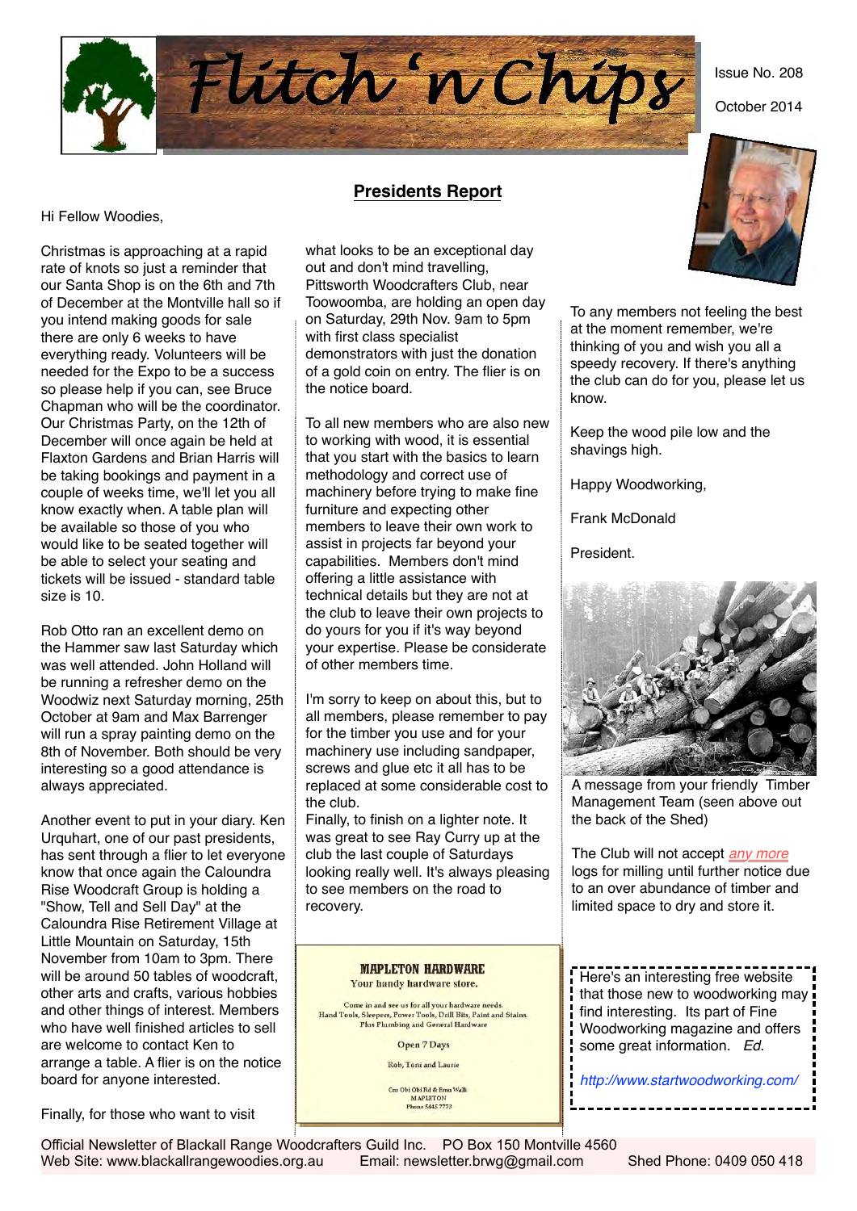# Flitch 'n Chips

Issue No. 208

October 2014

## Presidents Report

Hi Fellow Woodies,

Christmas is approaching at a rapid rate of knots so just a reminder that our Santa Shop is on the 6th and 7th of December at the Montville hall so if you intend making goods for sale there are only 6 weeks to have everything ready. Volunteers will be needed for the Expo to be a success so please help if you can, see Bruce Chapman who will be the coordinator. Our Christmas Party, on the 12th of December will once again be held at Flaxton Gardens and Brian Harris will be taking bookings and payment in a couple of weeks time, we'll let you all know exactly when. A table plan will be available so those of you who would like to be seated together will be able to select your seating and tickets will be issued - standard table size is 10.

Rob Otto ran an excellent demo on the Hammer saw last Saturday which was well attended. John Holland will be running a refresher demo on the Woodwiz next Saturday morning, 25th October at 9am and Max Barrenger will run a spray painting demo on the 8th of November. Both should be very interesting so a good attendance is always appreciated.

Another event to put in your diary. Ken Urquhart, one of our past presidents, has sent through a flier to let everyone know that once again the Caloundra Rise Woodcraft Group is holding a "Show, Tell and Sell Day" at the Caloundra Rise Retirement Village at Little Mountain on Saturday, 15th November from 10am to 3pm. There will be around 50 tables of woodcraft, other arts and crafts, various hobbies and other things of interest. Members who have well finished articles to sell are welcome to contact Ken to arrange a table. A flier is on the notice board for anyone interested.

Finally, for those who want to visit what looks to be an exceptional day out and don't mind travelling, Pittsworth Woodcrafters Club, near Toowoomba, are holding an open day on Saturday, 29th Nov. 9am to 5pm with first class specialist demonstrators with just the donation of a gold coin on entry. The flier is on the notice board.

To all new members who are also new to working with wood, it is essential that you start with the basics to learn methodology and correct use of machinery before trying to make fine furniture and expecting other members to leave their own work to assist in projects far beyond your capabilities. Members don't mind offering a little assistance with technical details but they are not at the club to leave their own projects to do yours for you if it's way beyond your expertise. Please be considerate of other members time.

I'm sorry to keep on about this, but to all members, please remember to pay for the timber you use and for your machinery use including sandpaper, screws and glue etc it all has to be replaced at some considerable cost to the club.

Finally, to finish on a lighter note. It was great to see Ray Curry up at the club the last couple of Saturdays looking really well. It's always pleasing to see members on the road to recovery.

To any members not feeling the best at the moment remember, we're thinking of you and wish you all a speedy recovery. If there's anything the club can do for you, please let us know.

Keep the wood pile low and the shavings high.

Happy Woodworking,

Frank McDonald

President.

---

A message from your friendly Timber Management Team (seen above out the back of the Shed)

The Club will not accept *any more* logs for milling until further notice due to an over abundance of timber and limited space to dry and store it.

---

**MAPLETON HARDWARE**

Your handy hardware store.

Come in and see us for all your hardware needs.
Hand Tools, Sleepers, Power Tools, Drill Bits, Paint and Stains.
Plus Plumbing and General Hardware

Open 7 Days

Rob, Toni and Laurie

Cnr Obi Obi Rd & Emu Walk
MAPLETON
Phone 5445 7773

---

Here's an interesting free website that those new to woodworking may find interesting. Its part of Fine Woodworking magazine and offers some great information. *Ed.*

http://www.startwoodworking.com/

---

Official Newsletter of Blackall Range Woodcrafters Guild Inc. PO Box 150 Montville 4560
Web Site: www.blackallrangewoodies.org.au Email: newsletter.brwg@gmail.com Shed Phone: 0409 050 418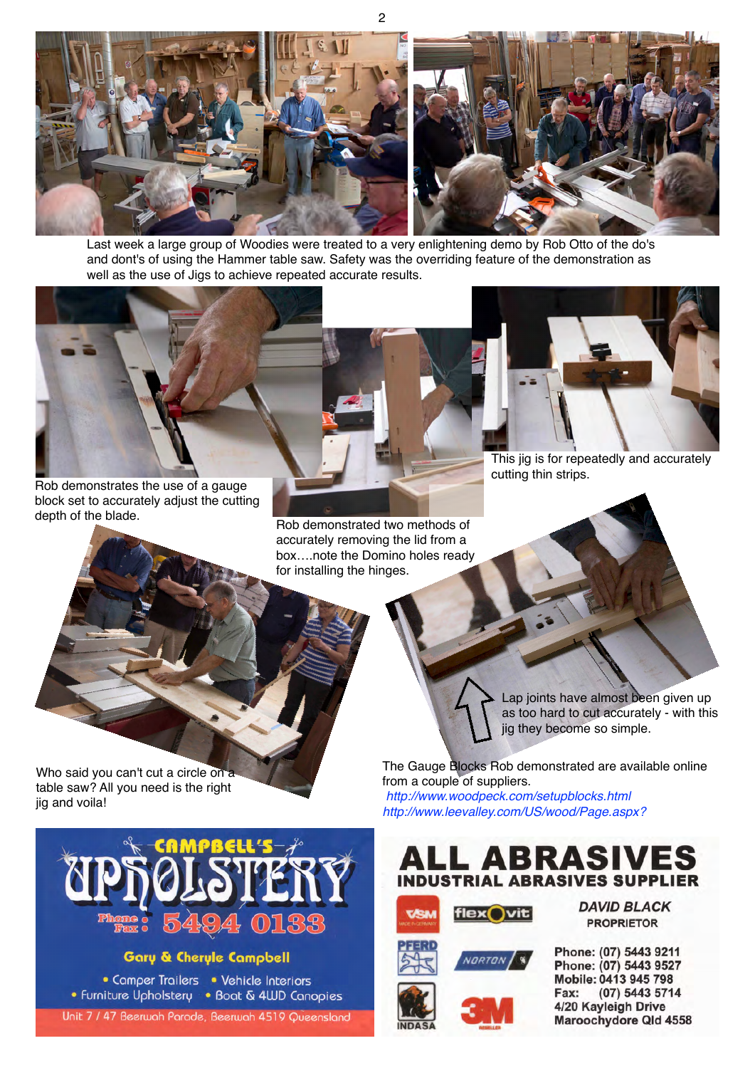Last week a large group of Woodies were treated to a very enlightening demo by Rob Otto of the do's and dont's of using the Hammer table saw. Safety was the overriding feature of the demonstration as well as the use of Jigs to achieve repeated accurate results.

Rob demonstrates the use of a gauge block set to accurately adjust the cutting depth of the blade.

Rob demonstrated two methods of accurately removing the lid from a box….note the Domino holes ready for installing the hinges.

This jig is for repeatedly and accurately cutting thin strips.

Who said you can't cut a circle on a table saw? All you need is the right jig and voila!

Lap joints have almost been given up as too hard to cut accurately - with this jig they become so simple.

The Gauge Blocks Rob demonstrated are available online from a couple of suppliers.

*http://www.woodpeck.com/setupblocks.html*

*http://www.leevalley.com/US/wood/Page.aspx?*

**CAMPBELL'S UPHOLSTERY**

Phone Fax: 5494 0133

Gary & Cheryle Campbell

- Camper Trailers
- Vehicle Interiors
- Furniture Upholstery
- Boat & 4WD Canopies

Unit 7 / 47 Beerwah Parade, Beerwah 4519 Queensland

**ALL ABRASIVES**

**INDUSTRIAL ABRASIVES SUPPLIER**

VSM, flexOvit, PFERD, NORTON, INDASA, 3M

*DAVID BLACK*

PROPRIETOR

Phone: (07) 5443 9211
Phone: (07) 5443 9527
Mobile: 0413 945 798
Fax: (07) 5443 5714
4/20 Kayleigh Drive
Maroochydore Qld 4558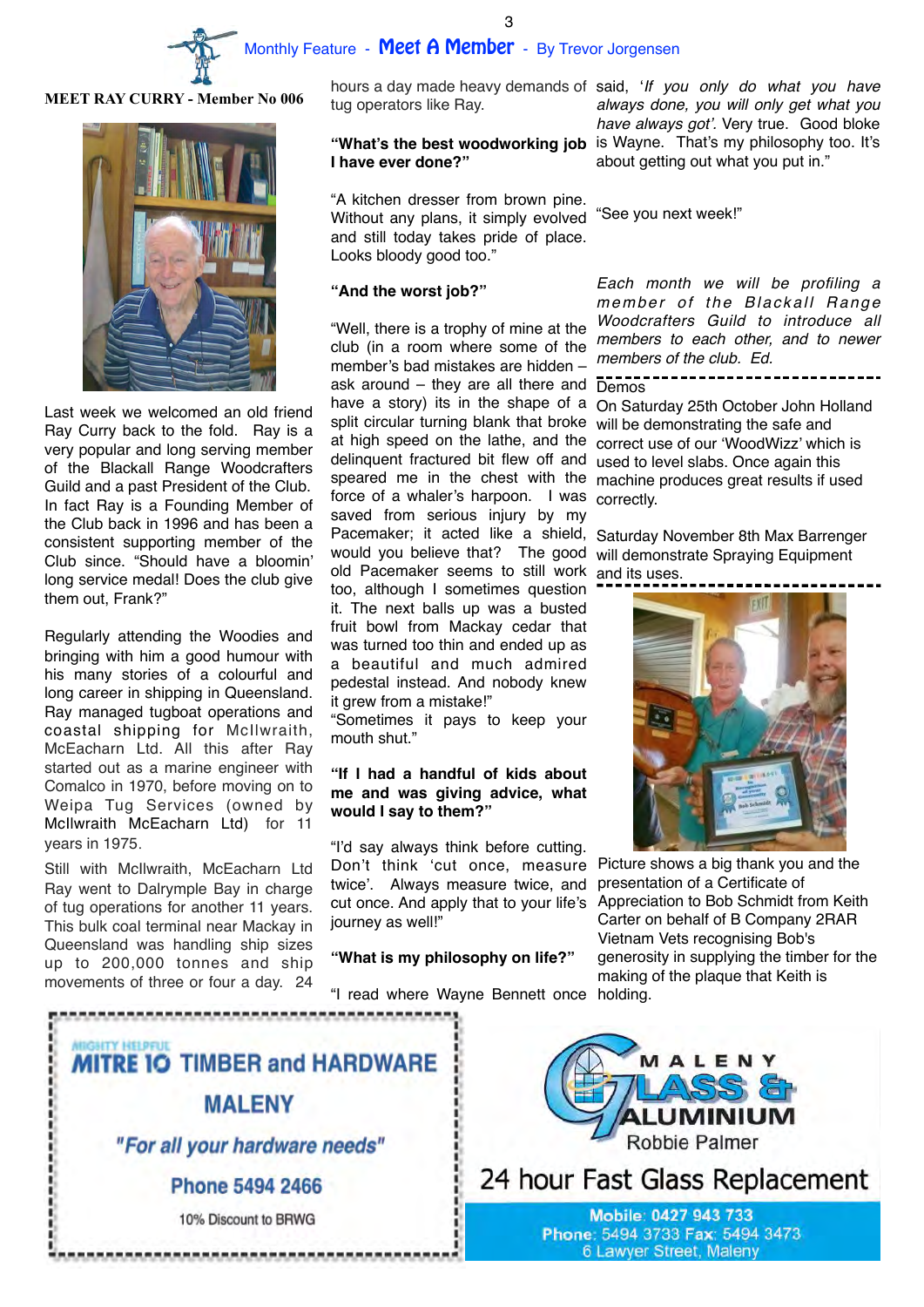Monthly Feature - **Meet A Member** - By Trevor Jorgensen

**MEET RAY CURRY - Member No 006**

Last week we welcomed an old friend Ray Curry back to the fold. Ray is a very popular and long serving member of the Blackall Range Woodcrafters Guild and a past President of the Club. In fact Ray is a Founding Member of the Club back in 1996 and has been a consistent supporting member of the Club since. "Should have a bloomin' long service medal! Does the club give them out, Frank?"

Regularly attending the Woodies and bringing with him a good humour with his many stories of a colourful and long career in shipping in Queensland. Ray managed tugboat operations and coastal shipping for McIlwraith, McEacharn Ltd. All this after Ray started out as a marine engineer with Comalco in 1970, before moving on to Weipa Tug Services (owned by McIlwraith McEacharn Ltd) for 11 years in 1975.

Still with McIlwraith, McEacharn Ltd Ray went to Dalrymple Bay in charge of tug operations for another 11 years. This bulk coal terminal near Mackay in Queensland was handling ship sizes up to 200,000 tonnes and ship movements of three or four a day. 24 hours a day made heavy demands of tug operators like Ray.

**"What's the best woodworking job I have ever done?"**

"A kitchen dresser from brown pine. Without any plans, it simply evolved and still today takes pride of place. Looks bloody good too."

**"And the worst job?"**

"Well, there is a trophy of mine at the club (in a room where some of the member's bad mistakes are hidden – ask around – they are all there and have a story) its in the shape of a split circular turning blank that broke at high speed on the lathe, and the delinquent fractured bit flew off and speared me in the chest with the force of a whaler's harpoon. I was saved from serious injury by my Pacemaker; it acted like a shield, would you believe that? The good old Pacemaker seems to still work too, although I sometimes wonder about it. The next balls up was a busted fruit bowl from Mackay cedar that was turned too thin and ended up as a beautiful and much admired pedestal instead. And nobody knew it grew from a mistake!"
"Sometimes it pays to keep your mouth shut."

**"If I had a handful of kids about me and was giving advice, what would I say to them?"**

"I'd say always think before cutting. Don't think 'cut once, measure twice'. Always measure twice, and cut once. And apply that to your life's journey as well!"

**"What is my philosophy on life?"**

"I read where Wayne Bennett once said, '*If you only do what you have always done, you will only get what you have always got*'. Very true. Good bloke is Wayne. That's my philosophy too. It's about getting out what you put in."

"See you next week!"

*Each month we will be profiling a member of the Blackall Range Woodcrafters Guild to introduce all members to each other, and to newer members of the club. Ed.*

---

Demos

On Saturday 25th October John Holland will be demonstrating the safe and correct use of our 'WoodWizz' which is used to level slabs. Once again this machine produces great results if used correctly.

Saturday November 8th Max Barrenger will demonstrate Spraying Equipment and its uses.

---

Picture shows a big thank you and the presentation of a Certificate of Appreciation to Bob Schmidt from Keith Carter on behalf of B Company 2RAR Vietnam Vets recognising Bob's generosity in supplying the timber for the making of the plaque that Keith is holding.

---

MIGHTY HELPFUL
**MITRE 10 TIMBER and HARDWARE**
**MALENY**
***"For all your hardware needs"***
**Phone 5494 2466**
10% Discount to BRWG

---

**MALENY GLASS & ALUMINIUM**
Robbie Palmer
24 hour Fast Glass Replacement
**Mobile: 0427 943 733**
**Phone: 5494 3733 Fax: 5494 3473**
6 Lawyer Street, Maleny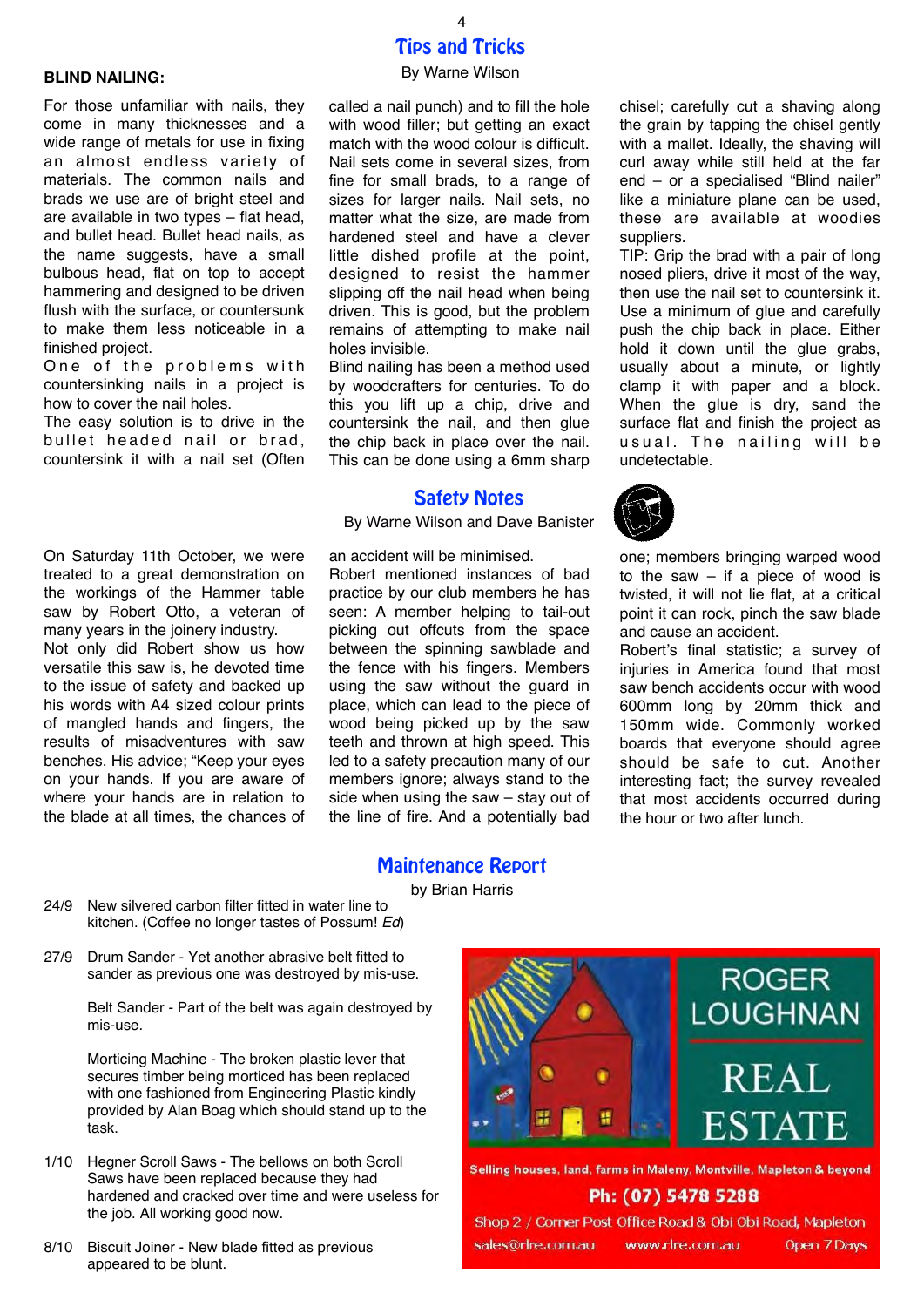## Tips and Tricks

By Warne Wilson

### BLIND NAILING:

For those unfamiliar with nails, they come in many thicknesses and a wide range of metals for use in fixing an almost endless variety of materials. The common nails and brads we use are of bright steel and are available in two types – flat head, and bullet head. Bullet head nails, as the name suggests, have a small bulbous head, flat on top to accept hammering and designed to be driven flush with the surface, or countersunk to make them less noticeable in a finished project.

One of the problems with countersinking nails in a project is how to cover the nail holes.

The easy solution is to drive in the bullet headed nail or brad, countersink it with a nail set (Often called a nail punch) and to fill the hole with wood filler; but getting an exact match with the wood colour is difficult. Nail sets come in several sizes, from fine for small brads, to a range of sizes for larger nails. Nail sets, no matter what the size, are made from hardened steel and have a clever little dished profile at the point, designed to resist the hammer slipping off the nail head when being driven. This is good, but the problem remains of attempting to make nail holes invisible.

Blind nailing has been a method used by woodcrafters for centuries. To do this you lift up a chip, drive and countersink the nail, and then glue the chip back in place over the nail. This can be done using a 6mm sharp chisel; carefully cut a shaving along the grain by tapping the chisel gently with a mallet. Ideally, the shaving will curl away while still held at the far end – or a specialised "Blind nailer" like a miniature plane can be used, these are available at woodies suppliers.

TIP: Grip the brad with a pair of long nosed pliers, drive it most of the way, then use the nail set to countersink it. Use a minimum of glue and carefully push the chip back in place. Either hold it down until the glue grabs, usually about a minute, or lightly clamp it with paper and a block. When the glue is dry, sand the surface flat and finish the project as usual. The nailing will be undetectable.

## Safety Notes

By Warne Wilson and Dave Banister

On Saturday 11th October, we were treated to a great demonstration on the workings of the Hammer table saw by Robert Otto, a veteran of many years in the joinery industry.

Not only did Robert show us how versatile this saw is, he devoted time to the issue of safety and backed up his words with A4 sized colour prints of mangled hands and fingers, the results of misadventures with saw benches. His advice; "Keep your eyes on your hands. If you are aware of where your hands are in relation to the blade at all times, the chances of an accident will be minimised.

Robert mentioned instances of bad practice by our club members he has seen: A member helping to tail-out picking out offcuts from the space between the spinning sawblade and the fence with his fingers. Members using the saw without the guard in place, which can lead to the piece of wood being picked up by the saw teeth and thrown at high speed. This led to a safety precaution many of our members ignore; always stand to the side when using the saw – stay out of the line of fire. And a potentially bad one; members bringing warped wood to the saw – if a piece of wood is twisted, it will not lie flat, at a critical point it can rock, pinch the saw blade and cause an accident.

Robert's final statistic; a survey of injuries in America found that most saw bench accidents occur with wood 600mm long by 20mm thick and 150mm wide. Commonly worked boards that everyone should agree should be safe to cut. Another interesting fact; the survey revealed that most accidents occurred during the hour or two after lunch.

## Maintenance Report

by Brian Harris

24/9 New silvered carbon filter fitted in water line to kitchen. (Coffee no longer tastes of Possum! *Ed*)

27/9 Drum Sander - Yet another abrasive belt fitted to sander as previous one was destroyed by mis-use.

Belt Sander - Part of the belt was again destroyed by mis-use.

Morticing Machine - The broken plastic lever that secures timber being morticed has been replaced with one fashioned from Engineering Plastic kindly provided by Alan Boag which should stand up to the task.

1/10 Hegner Scroll Saws - The bellows on both Scroll Saws have been replaced because they had hardened and cracked over time and were useless for the job. All working good now.

8/10 Biscuit Joiner - New blade fitted as previous appeared to be blunt.

ROGER LOUGHNAN REAL ESTATE

Selling houses, land, farms in Maleny, Montville, Mapleton & beyond

Ph: (07) 5478 5288

Shop 2 / Corner Post Office Road & Obi Obi Road, Mapleton

sales@rlre.com.au www.rlre.com.au Open 7 Days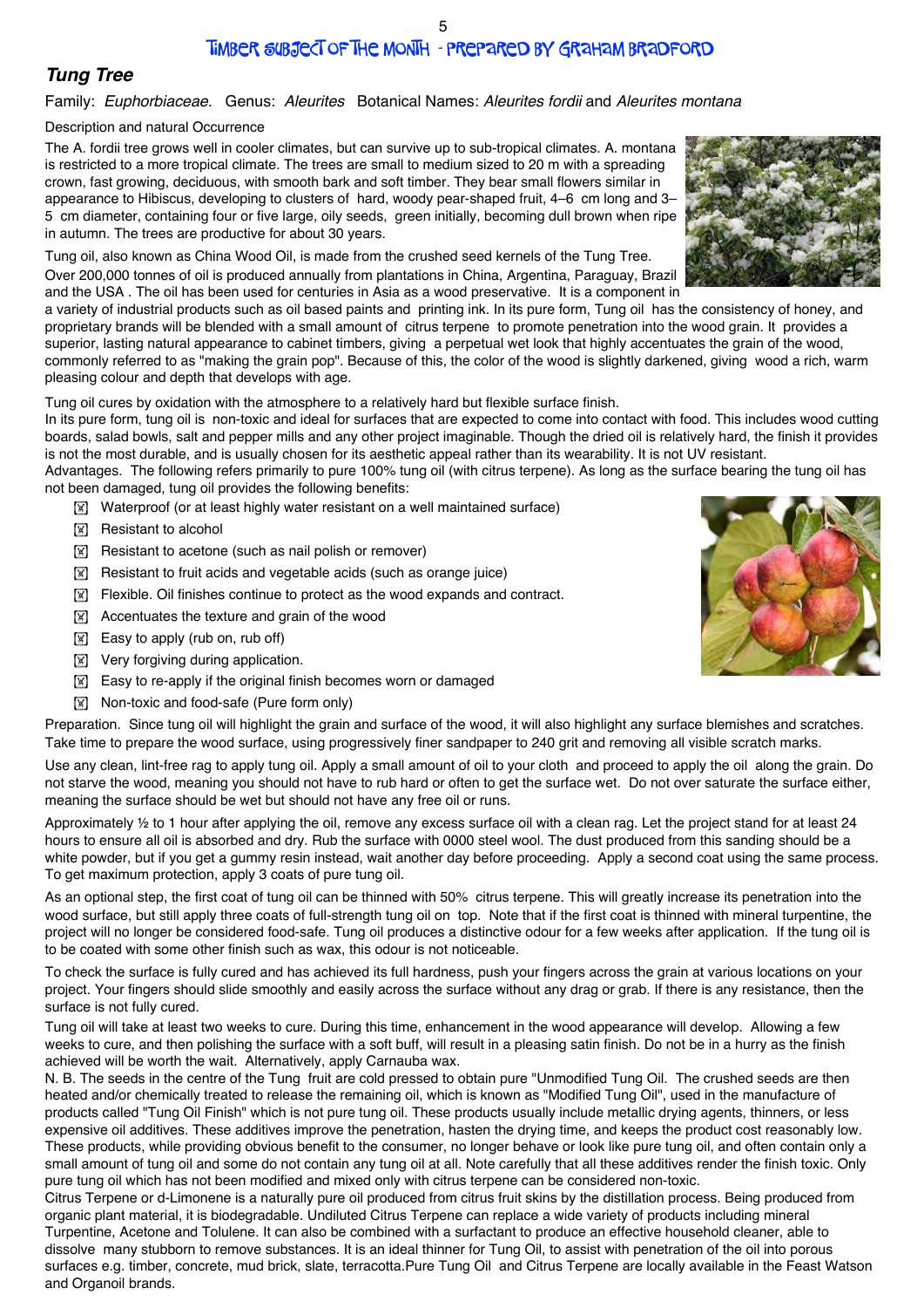# Timber subject of the month - prepared by Graham Bradford

## Tung Tree

Family: *Euphorbiaceae.* Genus: *Aleurites* Botanical Names: *Aleurites fordii* and *Aleurites montana*

Description and natural Occurrence

The A. fordii tree grows well in cooler climates, but can survive up to sub-tropical climates. A. montana is restricted to a more tropical climate. The trees are small to medium sized to 20 m with a spreading crown, fast growing, deciduous, with smooth bark and soft timber. They bear small flowers similar in appearance to Hibiscus, developing to clusters of hard, woody pear-shaped fruit, 4–6 cm long and 3–5 cm diameter, containing four or five large, oily seeds, green initially, becoming dull brown when ripe in autumn. The trees are productive for about 30 years.

Tung oil, also known as China Wood Oil, is made from the crushed seed kernels of the Tung Tree. Over 200,000 tonnes of oil is produced annually from plantations in China, Argentina, Paraguay, Brazil and the USA . The oil has been used for centuries in Asia as a wood preservative. It is a component in a variety of industrial products such as oil based paints and printing ink. In its pure form, Tung oil has the consistency of honey, and proprietary brands will be blended with a small amount of citrus terpene to promote penetration into the wood grain. It provides a superior, lasting natural appearance to cabinet timbers, giving a perpetual wet look that highly accentuates the grain of the wood, commonly referred to as "making the grain pop". Because of this, the color of the wood is slightly darkened, giving wood a rich, warm pleasing colour and depth that develops with age.

Tung oil cures by oxidation with the atmosphere to a relatively hard but flexible surface finish.

In its pure form, tung oil is non-toxic and ideal for surfaces that are expected to come into contact with food. This includes wood cutting boards, salad bowls, salt and pepper mills and any other project imaginable. Though the dried oil is relatively hard, the finish it provides is not the most durable, and is usually chosen for its aesthetic appeal rather than its wearability. It is not UV resistant.

Advantages. The following refers primarily to pure 100% tung oil (with citrus terpene). As long as the surface bearing the tung oil has not been damaged, tung oil provides the following benefits:

- Waterproof (or at least highly water resistant on a well maintained surface)
- Resistant to alcohol
- Resistant to acetone (such as nail polish or remover)
- Resistant to fruit acids and vegetable acids (such as orange juice)
- Flexible. Oil finishes continue to protect as the wood expands and contract.
- Accentuates the texture and grain of the wood
- Easy to apply (rub on, rub off)
- Very forgiving during application.
- Easy to re-apply if the original finish becomes worn or damaged
- Non-toxic and food-safe (Pure form only)

Preparation. Since tung oil will highlight the grain and surface of the wood, it will also highlight any surface blemishes and scratches. Take time to prepare the wood surface, using progressively finer sandpaper to 240 grit and removing all visible scratch marks.

Use any clean, lint-free rag to apply tung oil. Apply a small amount of oil to your cloth and proceed to apply the oil along the grain. Do not starve the wood, meaning you should not have to rub hard or often to get the surface wet. Do not over saturate the surface either, meaning the surface should be wet but should not have any free oil or runs.

Approximately ½ to 1 hour after applying the oil, remove any excess surface oil with a clean rag. Let the project stand for at least 24 hours to ensure all oil is absorbed and dry. Rub the surface with 0000 steel wool. The dust produced from this sanding should be a white powder, but if you get a gummy resin instead, wait another day before proceeding. Apply a second coat using the same process. To get maximum protection, apply 3 coats of pure tung oil.

As an optional step, the first coat of tung oil can be thinned with 50% citrus terpene. This will greatly increase its penetration into the wood surface, but still apply three coats of full-strength tung oil on top. Note that if the first coat is thinned with mineral turpentine, the project will no longer be considered food-safe. Tung oil produces a distinctive odour for a few weeks after application. If the tung oil is to be coated with some other finish such as wax, this odour is not noticeable.

To check the surface is fully cured and has achieved its full hardness, push your fingers across the grain at various locations on your project. Your fingers should slide smoothly and easily across the surface without any drag or grab. If there is any resistance, then the surface is not fully cured.

Tung oil will take at least two weeks to cure. During this time, enhancement in the wood appearance will develop. Allowing a few weeks to cure, and then polishing the surface with a soft buff, will result in a pleasing satin finish. Do not be in a hurry as the finish achieved will be worth the wait. Alternatively, apply Carnauba wax.

N. B. The seeds in the centre of the Tung fruit are cold pressed to obtain pure "Unmodified Tung Oil. The crushed seeds are then heated and/or chemically treated to release the remaining oil, which is known as "Modified Tung Oil", used in the manufacture of products called "Tung Oil Finish" which is not pure tung oil. These products usually include metallic drying agents, thinners, or less expensive oil additives. These additives improve the penetration, hasten the drying time, and keeps the product cost reasonably low. These products, while providing obvious benefit to the consumer, no longer behave or look like pure tung oil, and often contain only a small amount of tung oil and some do not contain any tung oil at all. Note carefully that all these additives render the finish toxic. Only pure tung oil which has not been modified and mixed only with citrus terpene can be considered non-toxic.

Citrus Terpene or d-Limonene is a naturally pure oil produced from citrus fruit skins by the distillation process. Being produced from organic plant material, it is biodegradable. Undiluted Citrus Terpene can replace a wide variety of products including mineral Turpentine, Acetone and Tolulene. It can also be combined with a surfactant to produce an effective household cleaner, able to dissolve many stubborn to remove substances. It is an ideal thinner for Tung Oil, to assist with penetration of the oil into porous surfaces e.g. timber, concrete, mud brick, slate, terracotta.Pure Tung Oil and Citrus Terpene are locally available in the Feast Watson and Organoil brands.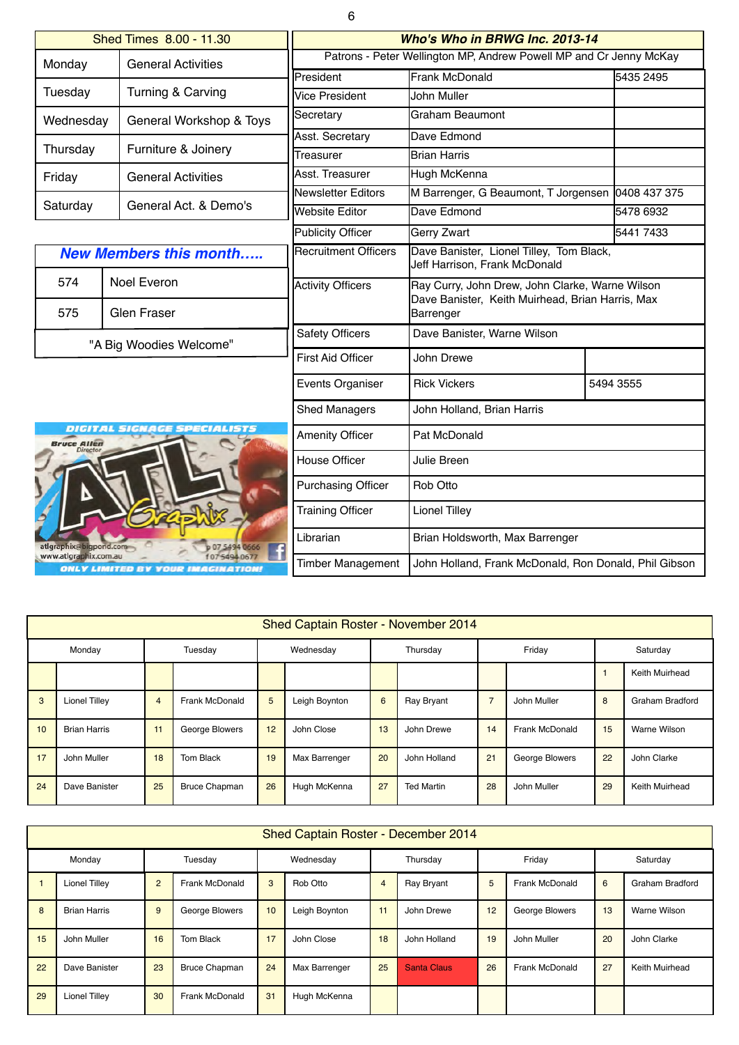| Shed Times 8.00 - 11.30 | |
|---|---|
| Monday | General Activities |
| Tuesday | Turning & Carving |
| Wednesday | General Workshop & Toys |
| Thursday | Furniture & Joinery |
| Friday | General Activities |
| Saturday | General Act. & Demo's |

| ***New Members this month…..*** | |
|---|---|
| 574 | Noel Everon |
| 575 | Glen Fraser |
| "A Big Woodies Welcome" | |

DIGITAL SIGNAGE SPECIALISTS
Bruce Allen
Director
ATL Graphix
atlgraphix@bigpond.com
www.atlgraphix.com.au
p 07 5494 0666
f 07 5494 0677
ONLY LIMITED BY YOUR IMAGINATION!

| ***Who's Who in BRWG Inc. 2013-14*** | | |
|---|---|---|
| Patrons - Peter Wellington MP, Andrew Powell MP and Cr Jenny McKay | | |
| President | Frank McDonald | 5435 2495 |
| Vice President | John Muller | |
| Secretary | Graham Beaumont | |
| Asst. Secretary | Dave Edmond | |
| Treasurer | Brian Harris | |
| Asst. Treasurer | Hugh McKenna | |
| Newsletter Editors | M Barrenger, G Beaumont, T Jorgensen | 0408 437 375 |
| Website Editor | Dave Edmond | 5478 6932 |
| Publicity Officer | Gerry Zwart | 5441 7433 |
| Recruitment Officers | Dave Banister, Lionel Tilley, Tom Black, Jeff Harrison, Frank McDonald | |
| Activity Officers | Ray Curry, John Drew, John Clarke, Warne Wilson Dave Banister, Keith Muirhead, Brian Harris, Max Barrenger | |
| Safety Officers | Dave Banister, Warne Wilson | |
| First Aid Officer | John Drewe | |
| Events Organiser | Rick Vickers | 5494 3555 |
| Shed Managers | John Holland, Brian Harris | |
| Amenity Officer | Pat McDonald | |
| House Officer | Julie Breen | |
| Purchasing Officer | Rob Otto | |
| Training Officer | Lionel Tilley | |
| Librarian | Brian Holdsworth, Max Barrenger | |
| Timber Management | John Holland, Frank McDonald, Ron Donald, Phil Gibson | |

| Shed Captain Roster - November 2014 | | | | | | | | | | | |
|---|---|---|---|---|---|---|---|---|---|---|---|
| Monday | | Tuesday | | Wednesday | | Thursday | | Friday | | Saturday | |
| | | | | | | | | | | 1 | Keith Muirhead |
| 3 | Lionel Tilley | 4 | Frank McDonald | 5 | Leigh Boynton | 6 | Ray Bryant | 7 | John Muller | 8 | Graham Bradford |
| 10 | Brian Harris | 11 | George Blowers | 12 | John Close | 13 | John Drewe | 14 | Frank McDonald | 15 | Warne Wilson |
| 17 | John Muller | 18 | Tom Black | 19 | Max Barrenger | 20 | John Holland | 21 | George Blowers | 22 | John Clarke |
| 24 | Dave Banister | 25 | Bruce Chapman | 26 | Hugh McKenna | 27 | Ted Martin | 28 | John Muller | 29 | Keith Muirhead |

| Shed Captain Roster - December 2014 | | | | | | | | | | | |
|---|---|---|---|---|---|---|---|---|---|---|---|
| Monday | | Tuesday | | Wednesday | | Thursday | | Friday | | Saturday | |
| 1 | Lionel Tilley | 2 | Frank McDonald | 3 | Rob Otto | 4 | Ray Bryant | 5 | Frank McDonald | 6 | Graham Bradford |
| 8 | Brian Harris | 9 | George Blowers | 10 | Leigh Boynton | 11 | John Drewe | 12 | George Blowers | 13 | Warne Wilson |
| 15 | John Muller | 16 | Tom Black | 17 | John Close | 18 | John Holland | 19 | John Muller | 20 | John Clarke |
| 22 | Dave Banister | 23 | Bruce Chapman | 24 | Max Barrenger | 25 | Santa Claus | 26 | Frank McDonald | 27 | Keith Muirhead |
| 29 | Lionel Tilley | 30 | Frank McDonald | 31 | Hugh McKenna | | | | | | |